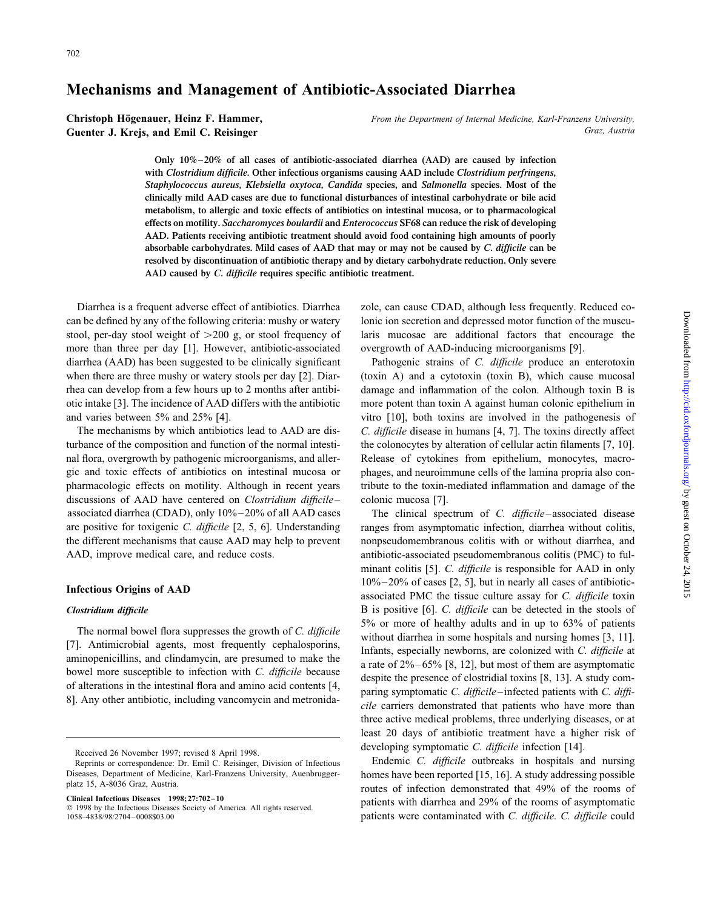# Mechanisms and Management of Antibiotic-Associated Diarrhea

**Christoph Högenauer, Heinz F. Hammer, Guenter J. Krejs, and Emil C. Reisinger**

*From the Department of Internal Medicine, Karl-Franzens University, Graz, Austria*

**Only 10%–20% of all cases of antibiotic-associated diarrhea (AAD) are caused by infection with *Clostridium difficile.* Other infectious organisms causing AAD include *Clostridium perfringens, Staphylococcus aureus, Klebsiella oxytoca, Candida* species, and *Salmonella* species. Most of the clinically mild AAD cases are due to functional disturbances of intestinal carbohydrate or bile acid metabolism, to allergic and toxic effects of antibiotics on intestinal mucosa, or to pharmacological effects on motility. *Saccharomyces boulardii* and *Enterococcus* SF68 can reduce the risk of developing AAD. Patients receiving antibiotic treatment should avoid food containing high amounts of poorly absorbable carbohydrates. Mild cases of AAD that may or may not be caused by *C. difficile* can be resolved by discontinuation of antibiotic therapy and by dietary carbohydrate reduction. Only severe AAD caused by *C. difficile* requires specific antibiotic treatment.**

Diarrhea is a frequent adverse effect of antibiotics. Diarrhea can be defined by any of the following criteria: mushy or watery stool, per-day stool weight of >200 g, or stool frequency of more than three per day [1]. However, antibiotic-associated diarrhea (AAD) has been suggested to be clinically significant when there are three mushy or watery stools per day [2]. Diarrhea can develop from a few hours up to 2 months after antibiotic intake [3]. The incidence of AAD differs with the antibiotic and varies between 5% and 25% [4].

The mechanisms by which antibiotics lead to AAD are disturbance of the composition and function of the normal intestinal flora, overgrowth by pathogenic microorganisms, and allergic and toxic effects of antibiotics on intestinal mucosa or pharmacologic effects on motility. Although in recent years discussions of AAD have centered on *Clostridium difficile*–associated diarrhea (CDAD), only 10%–20% of all AAD cases are positive for toxigenic *C. difficile* [2, 5, 6]. Understanding the different mechanisms that cause AAD may help to prevent AAD, improve medical care, and reduce costs.

## Infectious Origins of AAD

### *Clostridium difficile*

The normal bowel flora suppresses the growth of *C. difficile* [7]. Antimicrobial agents, most frequently cephalosporins, aminopenicillins, and clindamycin, are presumed to make the bowel more susceptible to infection with *C. difficile* because of alterations in the intestinal flora and amino acid contents [4, 8]. Any other antibiotic, including vancomycin and metronidazole, can cause CDAD, although less frequently. Reduced colonic ion secretion and depressed motor function of the muscularis mucosae are additional factors that encourage the overgrowth of AAD-inducing microorganisms [9].

Pathogenic strains of *C. difficile* produce an enterotoxin (toxin A) and a cytotoxin (toxin B), which cause mucosal damage and inflammation of the colon. Although toxin B is more potent than toxin A against human colonic epithelium in vitro [10], both toxins are involved in the pathogenesis of *C. difficile* disease in humans [4, 7]. The toxins directly affect the colonocytes by alteration of cellular actin filaments [7, 10]. Release of cytokines from epithelium, monocytes, macrophages, and neuroimmune cells of the lamina propria also contribute to the toxin-mediated inflammation and damage of the colonic mucosa [7].

The clinical spectrum of *C. difficile*–associated disease ranges from asymptomatic infection, diarrhea without colitis, nonpseudomembranous colitis with or without diarrhea, and antibiotic-associated pseudomembranous colitis (PMC) to fulminant colitis [5]. *C. difficile* is responsible for AAD in only 10%–20% of cases [2, 5], but in nearly all cases of antibiotic-associated PMC the tissue culture assay for *C. difficile* toxin B is positive [6]. *C. difficile* can be detected in the stools of 5% or more of healthy adults and in up to 63% of patients without diarrhea in some hospitals and nursing homes [3, 11]. Infants, especially newborns, are colonized with *C. difficile* at a rate of 2%–65% [8, 12], but most of them are asymptomatic despite the presence of clostridial toxins [8, 13]. A study comparing symptomatic *C. difficile*–infected patients with *C. difficile* carriers demonstrated that patients who have more than three active medical problems, three underlying diseases, or at least 20 days of antibiotic treatment have a higher risk of developing symptomatic *C. difficile* infection [14].

Endemic *C. difficile* outbreaks in hospitals and nursing homes have been reported [15, 16]. A study addressing possible routes of infection demonstrated that 49% of the rooms of patients with diarrhea and 29% of the rooms of asymptomatic patients were contaminated with *C. difficile. C. difficile* could

---

Received 26 November 1997; revised 8 April 1998.

Reprints or correspondence: Dr. Emil C. Reisinger, Division of Infectious Diseases, Department of Medicine, Karl-Franzens University, Auenbruggerplatz 15, A-8036 Graz, Austria.

**Clinical Infectious Diseases 1998;27:702–10**
© 1998 by the Infectious Diseases Society of America. All rights reserved.
1058–4838/98/2704–0008$03.00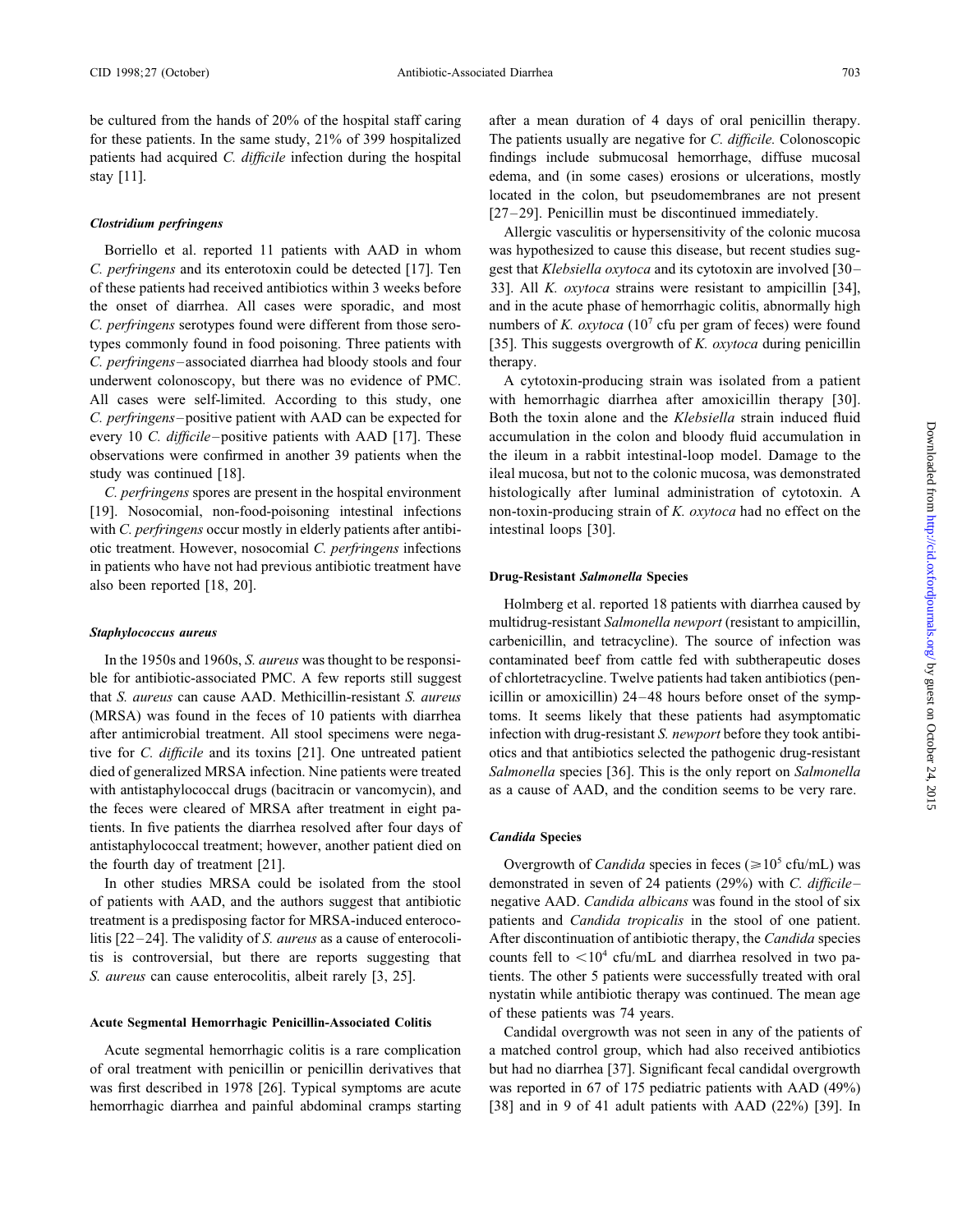be cultured from the hands of 20% of the hospital staff caring for these patients. In the same study, 21% of 399 hospitalized patients had acquired *C. difficile* infection during the hospital stay [11].

### *Clostridium perfringens*

Borriello et al. reported 11 patients with AAD in whom *C. perfringens* and its enterotoxin could be detected [17]. Ten of these patients had received antibiotics within 3 weeks before the onset of diarrhea. All cases were sporadic, and most *C. perfringens* serotypes found were different from those serotypes commonly found in food poisoning. Three patients with *C. perfringens*–associated diarrhea had bloody stools and four underwent colonoscopy, but there was no evidence of PMC. All cases were self-limited. According to this study, one *C. perfringens*–positive patient with AAD can be expected for every 10 *C. difficile*–positive patients with AAD [17]. These observations were confirmed in another 39 patients when the study was continued [18].

*C. perfringens* spores are present in the hospital environment [19]. Nosocomial, non-food-poisoning intestinal infections with *C. perfringens* occur mostly in elderly patients after antibiotic treatment. However, nosocomial *C. perfringens* infections in patients who have not had previous antibiotic treatment have also been reported [18, 20].

### *Staphylococcus aureus*

In the 1950s and 1960s, *S. aureus* was thought to be responsible for antibiotic-associated PMC. A few reports still suggest that *S. aureus* can cause AAD. Methicillin-resistant *S. aureus* (MRSA) was found in the feces of 10 patients with diarrhea after antimicrobial treatment. All stool specimens were negative for *C. difficile* and its toxins [21]. One untreated patient died of generalized MRSA infection. Nine patients were treated with antistaphylococcal drugs (bacitracin or vancomycin), and the feces were cleared of MRSA after treatment in eight patients. In five patients the diarrhea resolved after four days of antistaphylococcal treatment; however, another patient died on the fourth day of treatment [21].

In other studies MRSA could be isolated from the stool of patients with AAD, and the authors suggest that antibiotic treatment is a predisposing factor for MRSA-induced enterocolitis [22–24]. The validity of *S. aureus* as a cause of enterocolitis is controversial, but there are reports suggesting that *S. aureus* can cause enterocolitis, albeit rarely [3, 25].

## Acute Segmental Hemorrhagic Penicillin-Associated Colitis

Acute segmental hemorrhagic colitis is a rare complication of oral treatment with penicillin or penicillin derivatives that was first described in 1978 [26]. Typical symptoms are acute hemorrhagic diarrhea and painful abdominal cramps starting after a mean duration of 4 days of oral penicillin therapy. The patients usually are negative for *C. difficile*. Colonoscopic findings include submucosal hemorrhage, diffuse mucosal edema, and (in some cases) erosions or ulcerations, mostly located in the colon, but pseudomembranes are not present [27–29]. Penicillin must be discontinued immediately.

Allergic vasculitis or hypersensitivity of the colonic mucosa was hypothesized to cause this disease, but recent studies suggest that *Klebsiella oxytoca* and its cytotoxin are involved [30–33]. All *K. oxytoca* strains were resistant to ampicillin [34], and in the acute phase of hemorrhagic colitis, abnormally high numbers of *K. oxytoca* ($10^7$ cfu per gram of feces) were found [35]. This suggests overgrowth of *K. oxytoca* during penicillin therapy.

A cytotoxin-producing strain was isolated from a patient with hemorrhagic diarrhea after amoxicillin therapy [30]. Both the toxin alone and the *Klebsiella* strain induced fluid accumulation in the colon and bloody fluid accumulation in the ileum in a rabbit intestinal-loop model. Damage to the ileal mucosa, but not to the colonic mucosa, was demonstrated histologically after luminal administration of cytotoxin. A non-toxin-producing strain of *K. oxytoca* had no effect on the intestinal loops [30].

## Drug-Resistant *Salmonella* Species

Holmberg et al. reported 18 patients with diarrhea caused by multidrug-resistant *Salmonella newport* (resistant to ampicillin, carbenicillin, and tetracycline). The source of infection was contaminated beef from cattle fed with subtherapeutic doses of chlortetracycline. Twelve patients had taken antibiotics (penicillin or amoxicillin) 24–48 hours before onset of the symptoms. It seems likely that these patients had asymptomatic infection with drug-resistant *S. newport* before they took antibiotics and that antibiotics selected the pathogenic drug-resistant *Salmonella* species [36]. This is the only report on *Salmonella* as a cause of AAD, and the condition seems to be very rare.

### *Candida* Species

Overgrowth of *Candida* species in feces ($\geqslant 10^5$ cfu/mL) was demonstrated in seven of 24 patients (29%) with *C. difficile*–negative AAD. *Candida albicans* was found in the stool of six patients and *Candida tropicalis* in the stool of one patient. After discontinuation of antibiotic therapy, the *Candida* species counts fell to $<10^4$ cfu/mL and diarrhea resolved in two patients. The other 5 patients were successfully treated with oral nystatin while antibiotic therapy was continued. The mean age of these patients was 74 years.

Candidal overgrowth was not seen in any of the patients of a matched control group, which had also received antibiotics but had no diarrhea [37]. Significant fecal candidal overgrowth was reported in 67 of 175 pediatric patients with AAD (49%) [38] and in 9 of 41 adult patients with AAD (22%) [39]. In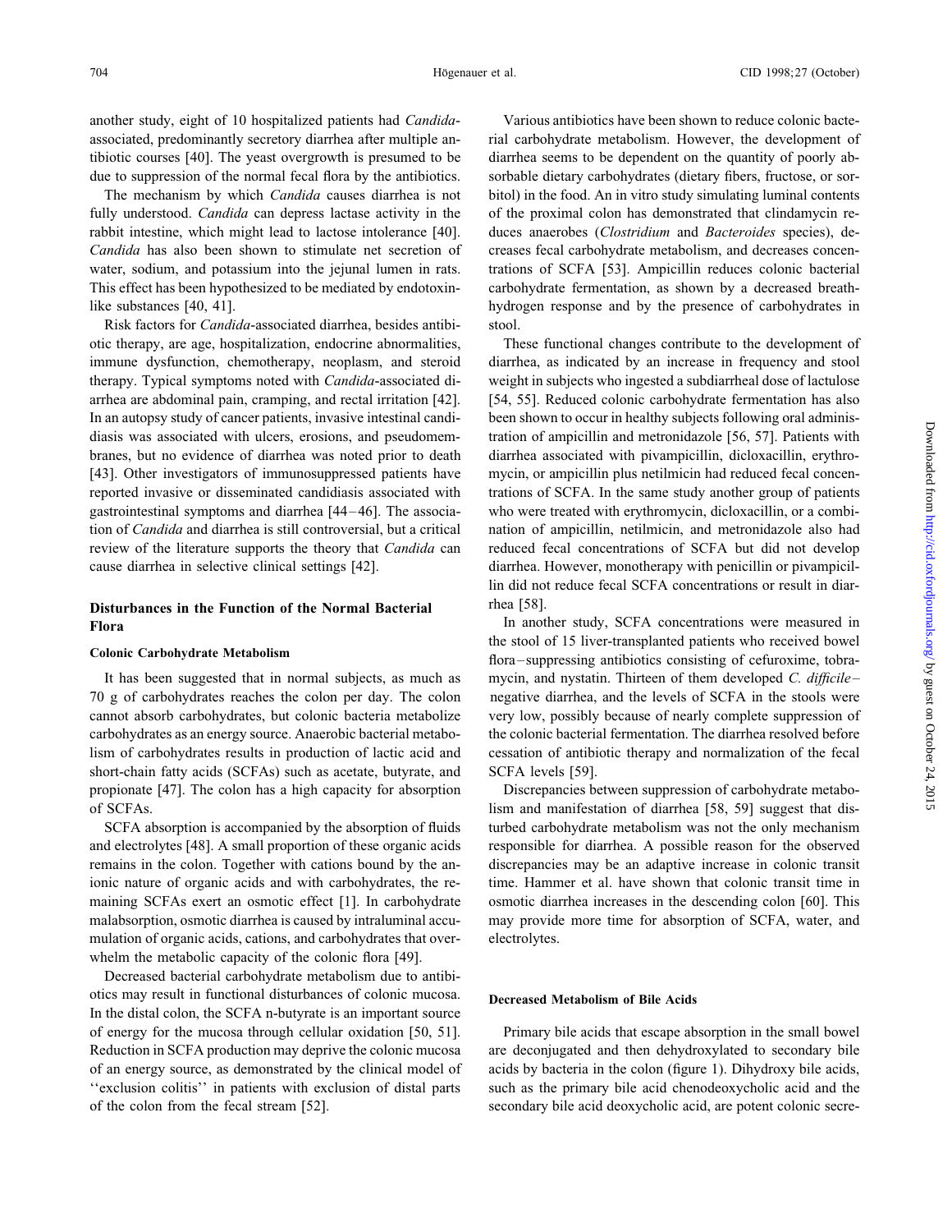another study, eight of 10 hospitalized patients had *Candida*-associated, predominantly secretory diarrhea after multiple antibiotic courses [40]. The yeast overgrowth is presumed to be due to suppression of the normal fecal flora by the antibiotics.

The mechanism by which *Candida* causes diarrhea is not fully understood. *Candida* can depress lactase activity in the rabbit intestine, which might lead to lactose intolerance [40]. *Candida* has also been shown to stimulate net secretion of water, sodium, and potassium into the jejunal lumen in rats. This effect has been hypothesized to be mediated by endotoxin-like substances [40, 41].

Risk factors for *Candida*-associated diarrhea, besides antibiotic therapy, are age, hospitalization, endocrine abnormalities, immune dysfunction, chemotherapy, neoplasm, and steroid therapy. Typical symptoms noted with *Candida*-associated diarrhea are abdominal pain, cramping, and rectal irritation [42]. In an autopsy study of cancer patients, invasive intestinal candidiasis was associated with ulcers, erosions, and pseudomembranes, but no evidence of diarrhea was noted prior to death [43]. Other investigators of immunosuppressed patients have reported invasive or disseminated candidiasis associated with gastrointestinal symptoms and diarrhea [44–46]. The association of *Candida* and diarrhea is still controversial, but a critical review of the literature supports the theory that *Candida* can cause diarrhea in selective clinical settings [42].

## Disturbances in the Function of the Normal Bacterial Flora

### Colonic Carbohydrate Metabolism

It has been suggested that in normal subjects, as much as 70 g of carbohydrates reaches the colon per day. The colon cannot absorb carbohydrates, but colonic bacteria metabolize carbohydrates as an energy source. Anaerobic bacterial metabolism of carbohydrates results in production of lactic acid and short-chain fatty acids (SCFAs) such as acetate, butyrate, and propionate [47]. The colon has a high capacity for absorption of SCFAs.

SCFA absorption is accompanied by the absorption of fluids and electrolytes [48]. A small proportion of these organic acids remains in the colon. Together with cations bound by the anionic nature of organic acids and with carbohydrates, the remaining SCFAs exert an osmotic effect [1]. In carbohydrate malabsorption, osmotic diarrhea is caused by intraluminal accumulation of organic acids, cations, and carbohydrates that overwhelm the metabolic capacity of the colonic flora [49].

Decreased bacterial carbohydrate metabolism due to antibiotics may result in functional disturbances of colonic mucosa. In the distal colon, the SCFA n-butyrate is an important source of energy for the mucosa through cellular oxidation [50, 51]. Reduction in SCFA production may deprive the colonic mucosa of an energy source, as demonstrated by the clinical model of "exclusion colitis" in patients with exclusion of distal parts of the colon from the fecal stream [52].

Various antibiotics have been shown to reduce colonic bacterial carbohydrate metabolism. However, the development of diarrhea seems to be dependent on the quantity of poorly absorbable dietary carbohydrates (dietary fibers, fructose, or sorbitol) in the food. An in vitro study simulating luminal contents of the proximal colon has demonstrated that clindamycin reduces anaerobes (*Clostridium* and *Bacteroides* species), decreases fecal carbohydrate metabolism, and decreases concentrations of SCFA [53]. Ampicillin reduces colonic bacterial carbohydrate fermentation, as shown by a decreased breath-hydrogen response and by the presence of carbohydrates in stool.

These functional changes contribute to the development of diarrhea, as indicated by an increase in frequency and stool weight in subjects who ingested a subdiarrheal dose of lactulose [54, 55]. Reduced colonic carbohydrate fermentation has also been shown to occur in healthy subjects following oral administration of ampicillin and metronidazole [56, 57]. Patients with diarrhea associated with pivampicillin, dicloxacillin, erythromycin, or ampicillin plus netilmicin had reduced fecal concentrations of SCFA. In the same study another group of patients who were treated with erythromycin, dicloxacillin, or a combination of ampicillin, netilmicin, and metronidazole also had reduced fecal concentrations of SCFA but did not develop diarrhea. However, monotherapy with penicillin or pivampicillin did not reduce fecal SCFA concentrations or result in diarrhea [58].

In another study, SCFA concentrations were measured in the stool of 15 liver-transplanted patients who received bowel flora–suppressing antibiotics consisting of cefuroxime, tobramycin, and nystatin. Thirteen of them developed *C. difficile*–negative diarrhea, and the levels of SCFA in the stools were very low, possibly because of nearly complete suppression of the colonic bacterial fermentation. The diarrhea resolved before cessation of antibiotic therapy and normalization of the fecal SCFA levels [59].

Discrepancies between suppression of carbohydrate metabolism and manifestation of diarrhea [58, 59] suggest that disturbed carbohydrate metabolism was not the only mechanism responsible for diarrhea. A possible reason for the observed discrepancies may be an adaptive increase in colonic transit time. Hammer et al. have shown that colonic transit time in osmotic diarrhea increases in the descending colon [60]. This may provide more time for absorption of SCFA, water, and electrolytes.

### Decreased Metabolism of Bile Acids

Primary bile acids that escape absorption in the small bowel are deconjugated and then dehydroxylated to secondary bile acids by bacteria in the colon (figure 1). Dihydroxy bile acids, such as the primary bile acid chenodeoxycholic acid and the secondary bile acid deoxycholic acid, are potent colonic secre-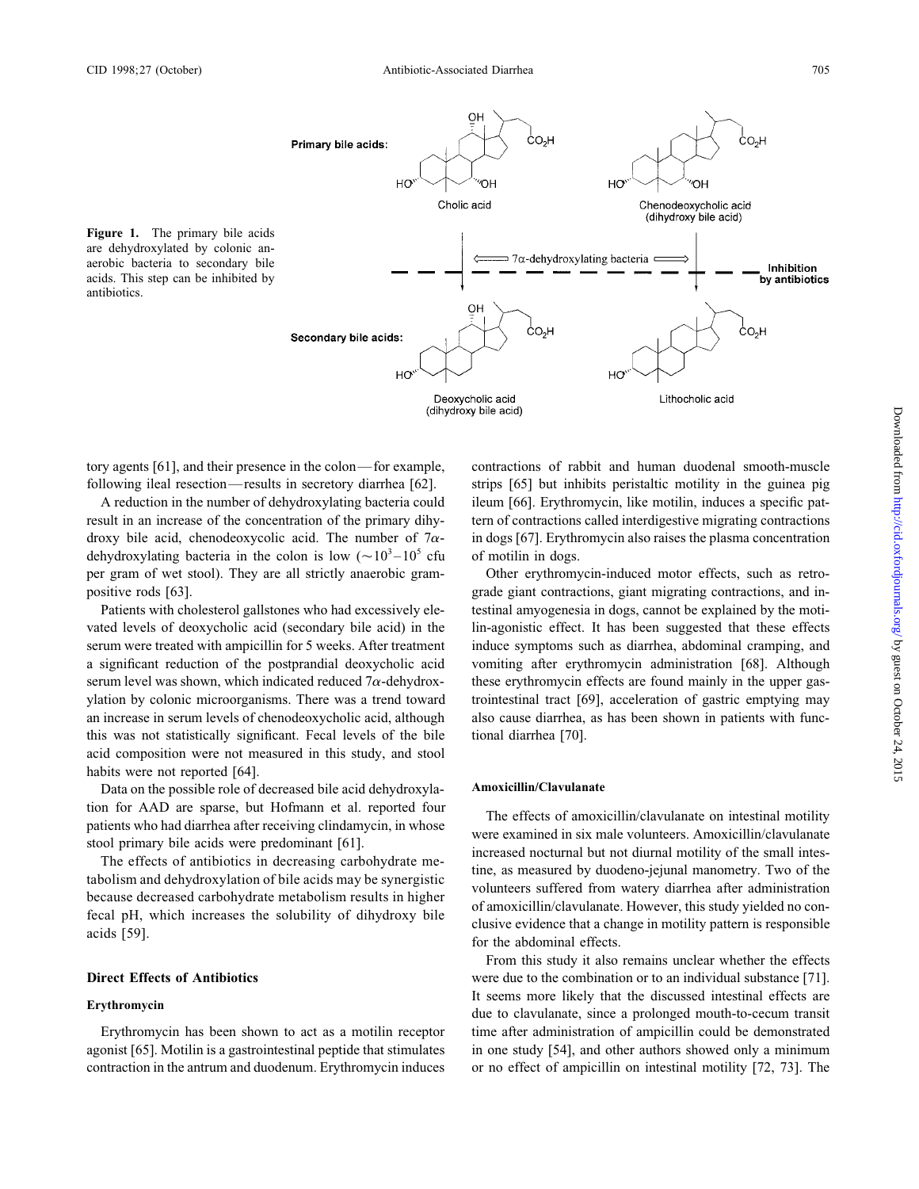**Figure 1.** The primary bile acids are dehydroxylated by colonic anaerobic bacteria to secondary bile acids. This step can be inhibited by antibiotics.

tory agents [61], and their presence in the colon—for example, following ileal resection—results in secretory diarrhea [62].

A reduction in the number of dehydroxylating bacteria could result in an increase of the concentration of the primary dihydroxy bile acid, chenodeoxycolic acid. The number of 7$\alpha$-dehydroxylating bacteria in the colon is low ($\sim 10^3$–$10^5$ cfu per gram of wet stool). They are all strictly anaerobic gram-positive rods [63].

Patients with cholesterol gallstones who had excessively elevated levels of deoxycholic acid (secondary bile acid) in the serum were treated with ampicillin for 5 weeks. After treatment a significant reduction of the postprandial deoxycholic acid serum level was shown, which indicated reduced 7$\alpha$-dehydroxylation by colonic microorganisms. There was a trend toward an increase in serum levels of chenodeoxycholic acid, although this was not statistically significant. Fecal levels of the bile acid composition were not measured in this study, and stool habits were not reported [64].

Data on the possible role of decreased bile acid dehydroxylation for AAD are sparse, but Hofmann et al. reported four patients who had diarrhea after receiving clindamycin, in whose stool primary bile acids were predominant [61].

The effects of antibiotics in decreasing carbohydrate metabolism and dehydroxylation of bile acids may be synergistic because decreased carbohydrate metabolism results in higher fecal pH, which increases the solubility of dihydroxy bile acids [59].

## Direct Effects of Antibiotics

### Erythromycin

Erythromycin has been shown to act as a motilin receptor agonist [65]. Motilin is a gastrointestinal peptide that stimulates contraction in the antrum and duodenum. Erythromycin induces contractions of rabbit and human duodenal smooth-muscle strips [65] but inhibits peristaltic motility in the guinea pig ileum [66]. Erythromycin, like motilin, induces a specific pattern of contractions called interdigestive migrating contractions in dogs [67]. Erythromycin also raises the plasma concentration of motilin in dogs.

Other erythromycin-induced motor effects, such as retrograde giant contractions, giant migrating contractions, and intestinal amyogenesia in dogs, cannot be explained by the motilin-agonistic effect. It has been suggested that these effects induce symptoms such as diarrhea, abdominal cramping, and vomiting after erythromycin administration [68]. Although these erythromycin effects are found mainly in the upper gastrointestinal tract [69], acceleration of gastric emptying may also cause diarrhea, as has been shown in patients with functional diarrhea [70].

### Amoxicillin/Clavulanate

The effects of amoxicillin/clavulanate on intestinal motility were examined in six male volunteers. Amoxicillin/clavulanate increased nocturnal but not diurnal motility of the small intestine, as measured by duodeno-jejunal manometry. Two of the volunteers suffered from watery diarrhea after administration of amoxicillin/clavulanate. However, this study yielded no conclusive evidence that a change in motility pattern is responsible for the abdominal effects.

From this study it also remains unclear whether the effects were due to the combination or to an individual substance [71]. It seems more likely that the discussed intestinal effects are due to clavulanate, since a prolonged mouth-to-cecum transit time after administration of ampicillin could be demonstrated in one study [54], and other authors showed only a minimum or no effect of ampicillin on intestinal motility [72, 73]. The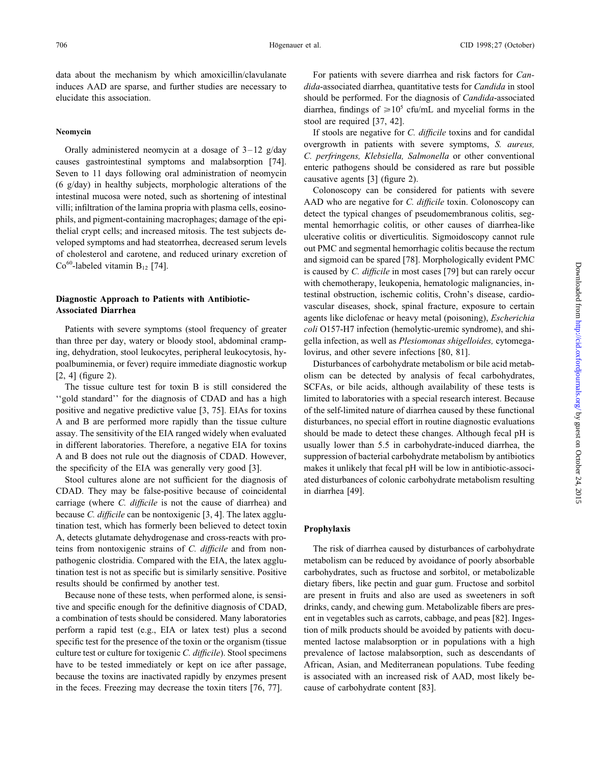data about the mechanism by which amoxicillin/clavulanate induces AAD are sparse, and further studies are necessary to elucidate this association.

#### Neomycin

Orally administered neomycin at a dosage of 3–12 g/day causes gastrointestinal symptoms and malabsorption [74]. Seven to 11 days following oral administration of neomycin (6 g/day) in healthy subjects, morphologic alterations of the intestinal mucosa were noted, such as shortening of intestinal villi; infiltration of the lamina propria with plasma cells, eosinophils, and pigment-containing macrophages; damage of the epithelial crypt cells; and increased mitosis. The test subjects developed symptoms and had steatorrhea, decreased serum levels of cholesterol and carotene, and reduced urinary excretion of $Co^{60}$-labeled vitamin $B_{12}$ [74].

### Diagnostic Approach to Patients with Antibiotic-Associated Diarrhea

Patients with severe symptoms (stool frequency of greater than three per day, watery or bloody stool, abdominal cramping, dehydration, stool leukocytes, peripheral leukocytosis, hypoalbuminemia, or fever) require immediate diagnostic workup [2, 4] (figure 2).

The tissue culture test for toxin B is still considered the ''gold standard'' for the diagnosis of CDAD and has a high positive and negative predictive value [3, 75]. EIAs for toxins A and B are performed more rapidly than the tissue culture assay. The sensitivity of the EIA ranged widely when evaluated in different laboratories. Therefore, a negative EIA for toxins A and B does not rule out the diagnosis of CDAD. However, the specificity of the EIA was generally very good [3].

Stool cultures alone are not sufficient for the diagnosis of CDAD. They may be false-positive because of coincidental carriage (where *C. difficile* is not the cause of diarrhea) and because *C. difficile* can be nontoxigenic [3, 4]. The latex agglutination test, which has formerly been believed to detect toxin A, detects glutamate dehydrogenase and cross-reacts with proteins from nontoxigenic strains of *C. difficile* and from nonpathogenic clostridia. Compared with the EIA, the latex agglutination test is not as specific but is similarly sensitive. Positive results should be confirmed by another test.

Because none of these tests, when performed alone, is sensitive and specific enough for the definitive diagnosis of CDAD, a combination of tests should be considered. Many laboratories perform a rapid test (e.g., EIA or latex test) plus a second specific test for the presence of the toxin or the organism (tissue culture test or culture for toxigenic *C. difficile*). Stool specimens have to be tested immediately or kept on ice after passage, because the toxins are inactivated rapidly by enzymes present in the feces. Freezing may decrease the toxin titers [76, 77].

For patients with severe diarrhea and risk factors for *Candida*-associated diarrhea, quantitative tests for *Candida* in stool should be performed. For the diagnosis of *Candida*-associated diarrhea, findings of $\geq 10^5$ cfu/mL and mycelial forms in the stool are required [37, 42].

If stools are negative for *C. difficile* toxins and for candidal overgrowth in patients with severe symptoms, *S. aureus, C. perfringens, Klebsiella, Salmonella* or other conventional enteric pathogens should be considered as rare but possible causative agents [3] (figure 2).

Colonoscopy can be considered for patients with severe AAD who are negative for *C. difficile* toxin. Colonoscopy can detect the typical changes of pseudomembranous colitis, segmental hemorrhagic colitis, or other causes of diarrhea-like ulcerative colitis or diverticulitis. Sigmoidoscopy cannot rule out PMC and segmental hemorrhagic colitis because the rectum and sigmoid can be spared [78]. Morphologically evident PMC is caused by *C. difficile* in most cases [79] but can rarely occur with chemotherapy, leukopenia, hematologic malignancies, intestinal obstruction, ischemic colitis, Crohn's disease, cardiovascular diseases, shock, spinal fracture, exposure to certain agents like diclofenac or heavy metal (poisoning), *Escherichia coli* O157-H7 infection (hemolytic-uremic syndrome), and shigella infection, as well as *Plesiomonas shigelloides,* cytomegalovirus, and other severe infections [80, 81].

Disturbances of carbohydrate metabolism or bile acid metabolism can be detected by analysis of fecal carbohydrates, SCFAs, or bile acids, although availability of these tests is limited to laboratories with a special research interest. Because of the self-limited nature of diarrhea caused by these functional disturbances, no special effort in routine diagnostic evaluations should be made to detect these changes. Although fecal pH is usually lower than 5.5 in carbohydrate-induced diarrhea, the suppression of bacterial carbohydrate metabolism by antibiotics makes it unlikely that fecal pH will be low in antibiotic-associated disturbances of colonic carbohydrate metabolism resulting in diarrhea [49].

### Prophylaxis

The risk of diarrhea caused by disturbances of carbohydrate metabolism can be reduced by avoidance of poorly absorbable carbohydrates, such as fructose and sorbitol, or metabolizable dietary fibers, like pectin and guar gum. Fructose and sorbitol are present in fruits and also are used as sweeteners in soft drinks, candy, and chewing gum. Metabolizable fibers are present in vegetables such as carrots, cabbage, and peas [82]. Ingestion of milk products should be avoided by patients with documented lactose malabsorption or in populations with a high prevalence of lactose malabsorption, such as descendants of African, Asian, and Mediterranean populations. Tube feeding is associated with an increased risk of AAD, most likely because of carbohydrate content [83].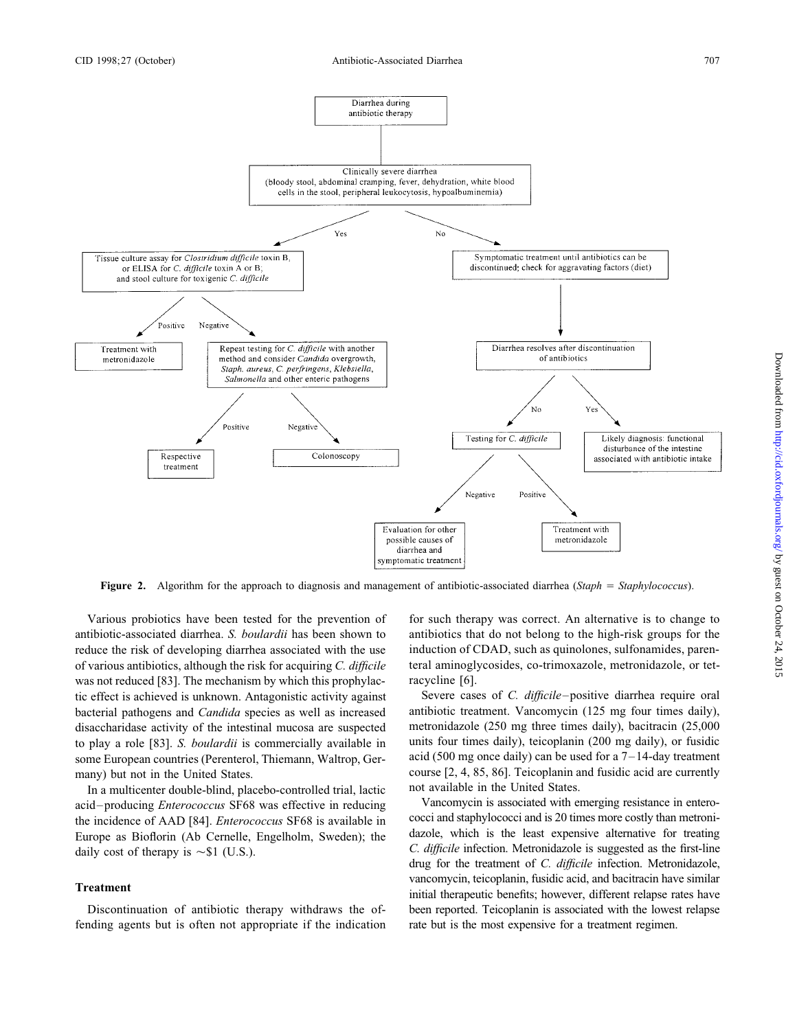Diarrhea during antibiotic therapy

Clinically severe diarrhea (bloody stool, abdominal cramping, fever, dehydration, white blood cells in the stool, peripheral leukocytosis, hypoalbuminemia)

- **Yes** → Tissue culture assay for *Clostridium difficile* toxin B, or ELISA for *C. difficile* toxin A or B; and stool culture for toxigenic *C. difficile*
  - **Positive** → Treatment with metronidazole
  - **Negative** → Repeat testing for *C. difficile* with another method and consider *Candida* overgrowth, *Staph. aureus*, *C. perfringens*, *Klebsiella*, *Salmonella* and other enteric pathogens
    - **Positive** → Respective treatment
    - **Negative** → Colonoscopy
- **No** → Symptomatic treatment until antibiotics can be discontinued; check for aggravating factors (diet) → Diarrhea resolves after discontinuation of antibiotics
  - **No** → Testing for *C. difficile*
    - **Negative** → Evaluation for other possible causes of diarrhea and symptomatic treatment
    - **Positive** → Treatment with metronidazole
  - **Yes** → Likely diagnosis: functional disturbance of the intestine associated with antibiotic intake

**Figure 2.** Algorithm for the approach to diagnosis and management of antibiotic-associated diarrhea (*Staph* = *Staphylococcus*).

Various probiotics have been tested for the prevention of antibiotic-associated diarrhea. *S. boulardii* has been shown to reduce the risk of developing diarrhea associated with the use of various antibiotics, although the risk for acquiring *C. difficile* was not reduced [83]. The mechanism by which this prophylactic effect is achieved is unknown. Antagonistic activity against bacterial pathogens and *Candida* species as well as increased disaccharidase activity of the intestinal mucosa are suspected to play a role [83]. *S. boulardii* is commercially available in some European countries (Perenterol, Thiemann, Waltrop, Germany) but not in the United States.

In a multicenter double-blind, placebo-controlled trial, lactic acid–producing *Enterococcus* SF68 was effective in reducing the incidence of AAD [84]. *Enterococcus* SF68 is available in Europe as Bioflorin (Ab Cernelle, Engelholm, Sweden); the daily cost of therapy is ~$1 (U.S.).

## Treatment

Discontinuation of antibiotic therapy withdraws the offending agents but is often not appropriate if the indication for such therapy was correct. An alternative is to change to antibiotics that do not belong to the high-risk groups for the induction of CDAD, such as quinolones, sulfonamides, parenteral aminoglycosides, co-trimoxazole, metronidazole, or tetracycline [6].

Severe cases of *C. difficile*–positive diarrhea require oral antibiotic treatment. Vancomycin (125 mg four times daily), metronidazole (250 mg three times daily), bacitracin (25,000 units four times daily), teicoplanin (200 mg daily), or fusidic acid (500 mg once daily) can be used for a 7–14-day treatment course [2, 4, 85, 86]. Teicoplanin and fusidic acid are currently not available in the United States.

Vancomycin is associated with emerging resistance in enterococci and staphylococci and is 20 times more costly than metronidazole, which is the least expensive alternative for treating *C. difficile* infection. Metronidazole is suggested as the first-line drug for the treatment of *C. difficile* infection. Metronidazole, vancomycin, teicoplanin, fusidic acid, and bacitracin have similar initial therapeutic benefits; however, different relapse rates have been reported. Teicoplanin is associated with the lowest relapse rate but is the most expensive for a treatment regimen.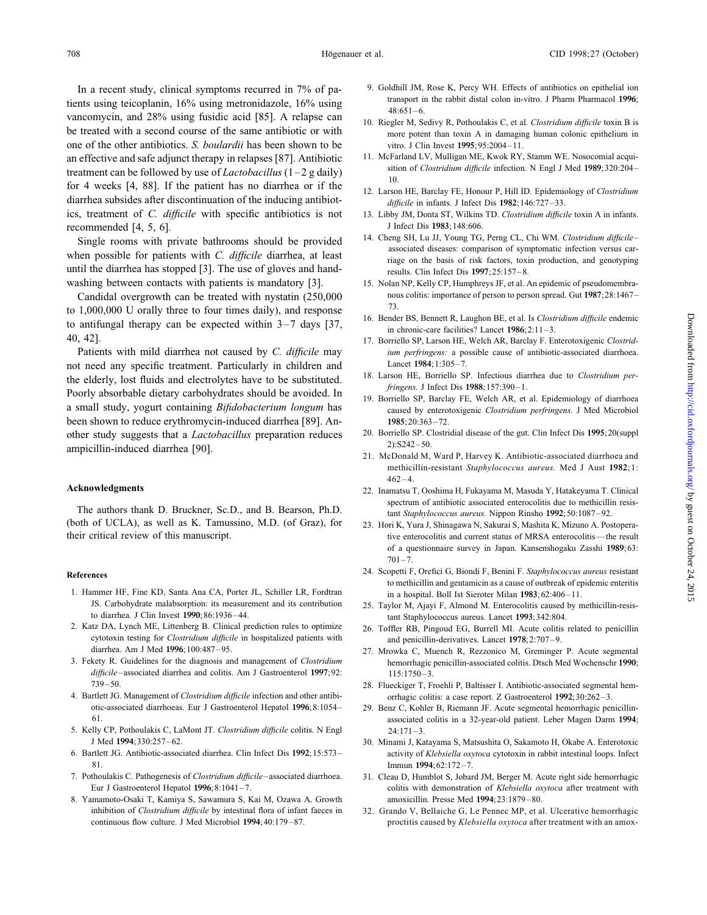In a recent study, clinical symptoms recurred in 7% of patients using teicoplanin, 16% using metronidazole, 16% using vancomycin, and 28% using fusidic acid [85]. A relapse can be treated with a second course of the same antibiotic or with one of the other antibiotics. *S. boulardii* has been shown to be an effective and safe adjunct therapy in relapses [87]. Antibiotic treatment can be followed by use of *Lactobacillus* (1–2 g daily) for 4 weeks [4, 88]. If the patient has no diarrhea or if the diarrhea subsides after discontinuation of the inducing antibiotics, treatment of *C. difficile* with specific antibiotics is not recommended [4, 5, 6].

Single rooms with private bathrooms should be provided when possible for patients with *C. difficile* diarrhea, at least until the diarrhea has stopped [3]. The use of gloves and handwashing between contacts with patients is mandatory [3].

Candidal overgrowth can be treated with nystatin (250,000 to 1,000,000 U orally three to four times daily), and response to antifungal therapy can be expected within 3–7 days [37, 40, 42].

Patients with mild diarrhea not caused by *C. difficile* may not need any specific treatment. Particularly in children and the elderly, lost fluids and electrolytes have to be substituted. Poorly absorbable dietary carbohydrates should be avoided. In a small study, yogurt containing *Bifidobacterium longum* has been shown to reduce erythromycin-induced diarrhea [89]. Another study suggests that a *Lactobacillus* preparation reduces ampicillin-induced diarrhea [90].

## Acknowledgments

The authors thank D. Bruckner, Sc.D., and B. Bearson, Ph.D. (both of UCLA), as well as K. Tamussino, M.D. (of Graz), for their critical review of this manuscript.

## References

1. Hammer HF, Fine KD, Santa Ana CA, Porter JL, Schiller LR, Fordtran JS. Carbohydrate malabsorption: its measurement and its contribution to diarrhea. J Clin Invest **1990**;86:1936–44.
2. Katz DA, Lynch ME, Littenberg B. Clinical prediction rules to optimize cytotoxin testing for *Clostridium difficile* in hospitalized patients with diarrhea. Am J Med **1996**;100:487–95.
3. Fekety R. Guidelines for the diagnosis and management of *Clostridium difficile*–associated diarrhea and colitis. Am J Gastroenterol **1997**;92:739–50.
4. Bartlett JG. Management of *Clostridium difficile* infection and other antibiotic-associated diarrhoeas. Eur J Gastroenterol Hepatol **1996**;8:1054–61.
5. Kelly CP, Pothoulakis C, LaMont JT. *Clostridium difficile* colitis. N Engl J Med **1994**;330:257–62.
6. Bartlett JG. Antibiotic-associated diarrhea. Clin Infect Dis **1992**;15:573–81.
7. Pothoulakis C. Pathogenesis of *Clostridium difficile*–associated diarrhoea. Eur J Gastroenterol Hepatol **1996**;8:1041–7.
8. Yamamoto-Osaki T, Kamiya S, Sawamura S, Kai M, Ozawa A. Growth inhibition of *Clostridium difficile* by intestinal flora of infant faeces in continuous flow culture. J Med Microbiol **1994**;40:179–87.
9. Goldhill JM, Rose K, Percy WH. Effects of antibiotics on epithelial ion transport in the rabbit distal colon in-vitro. J Pharm Pharmacol **1996**;48:651–6.
10. Riegler M, Sedivy R, Pothoulakis C, et al. *Clostridium difficile* toxin B is more potent than toxin A in damaging human colonic epithelium in vitro. J Clin Invest **1995**;95:2004–11.
11. McFarland LV, Mulligan ME, Kwok RY, Stamm WE. Nosocomial acquisition of *Clostridium difficile* infection. N Engl J Med **1989**;320:204–10.
12. Larson HE, Barclay FE, Honour P, Hill ID. Epidemiology of *Clostridium difficile* in infants. J Infect Dis **1982**;146:727–33.
13. Libby JM, Donta ST, Wilkins TD. *Clostridium difficile* toxin A in infants. J Infect Dis **1983**;148:606.
14. Cheng SH, Lu JJ, Young TG, Perng CL, Chi WM. *Clostridium difficile*–associated diseases: comparison of symptomatic infection versus carriage on the basis of risk factors, toxin production, and genotyping results. Clin Infect Dis **1997**;25:157–8.
15. Nolan NP, Kelly CP, Humphreys JF, et al. An epidemic of pseudomembranous colitis: importance of person to person spread. Gut **1987**;28:1467–73.
16. Bender BS, Bennett R, Laughon BE, et al. Is *Clostridium difficile* endemic in chronic-care facilities? Lancet **1986**;2:11–3.
17. Borriello SP, Larson HE, Welch AR, Barclay F. Enterotoxigenic *Clostridium perfringens:* a possible cause of antibiotic-associated diarrhoea. Lancet **1984**;1:305–7.
18. Larson HE, Borriello SP. Infectious diarrhea due to *Clostridium perfringens.* J Infect Dis **1988**;157:390–1.
19. Borriello SP, Barclay FE, Welch AR, et al. Epidemiology of diarrhoea caused by enterotoxigenic *Clostridium perfringens.* J Med Microbiol **1985**;20:363–72.
20. Borriello SP. Clostridial disease of the gut. Clin Infect Dis **1995**;20(suppl 2):S242–50.
21. McDonald M, Ward P, Harvey K. Antibiotic-associated diarrhoea and methicillin-resistant *Staphylococcus aureus.* Med J Aust **1982**;1:462–4.
22. Inamatsu T, Ooshima H, Fukayama M, Masuda Y, Hatakeyama T. Clinical spectrum of antibiotic associated enterocolitis due to methicillin resistant *Staphylococcus aureus.* Nippon Rinsho **1992**;50:1087–92.
23. Hori K, Yura J, Shinagawa N, Sakurai S, Mashita K, Mizuno A. Postoperative enterocolitis and current status of MRSA enterocolitis—the result of a questionnaire survey in Japan. Kansenshogaku Zasshi **1989**;63:701–7.
24. Scopetti F, Orefici G, Biondi F, Benini F. *Staphylococcus aureus* resistant to methicillin and gentamicin as a cause of outbreak of epidemic enteritis in a hospital. Boll Ist Sieroter Milan **1983**;62:406–11.
25. Taylor M, Ajayi F, Almond M. Enterocolitis caused by methicillin-resistant Staphylococcus aureus. Lancet **1993**;342:804.
26. Toffler RB, Pingoud EG, Burrell MI. Acute colitis related to penicillin and penicillin-derivatives. Lancet **1978**;2:707–9.
27. Mrowka C, Muench R, Rezzonico M, Greminger P. Acute segmental hemorrhagic penicillin-associated colitis. Dtsch Med Wochenschr **1990**;115:1750–3.
28. Flueckiger T, Froehli P, Baltisser I. Antibiotic-associated segmental hemorrhagic colitis: a case report. Z Gastroenterol **1992**;30:262–3.
29. Benz C, Kohler B, Riemann JF. Acute segmental hemorrhagic penicillin-associated colitis in a 32-year-old patient. Leber Magen Darm **1994**;24:171–3.
30. Minami J, Katayama S, Matsushita O, Sakamoto H, Okabe A. Enterotoxic activity of *Klebsiella oxytoca* cytotoxin in rabbit intestinal loops. Infect Immun **1994**;62:172–7.
31. Cleau D, Humblot S, Jobard JM, Berger M. Acute right side hemorrhagic colitis with demonstration of *Klebsiella oxytoca* after treatment with amoxicillin. Presse Med **1994**;23:1879–80.
32. Grando V, Bellaiche G, Le Pennec MP, et al. Ulcerative hemorrhagic proctitis caused by *Klebsiella oxytoca* after treatment with an amox-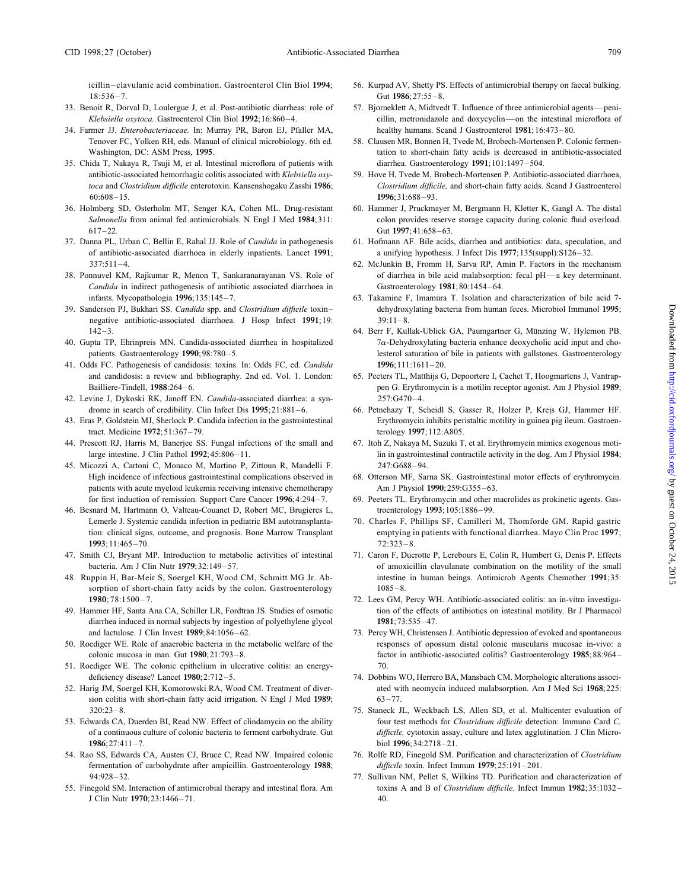icillin–clavulanic acid combination. Gastroenterol Clin Biol **1994**; 18:536–7.

33. Benoit R, Dorval D, Loulergue J, et al. Post-antibiotic diarrheas: role of *Klebsiella oxytoca.* Gastroenterol Clin Biol **1992**;16:860–4.
34. Farmer JJ. *Enterobacteriaceae.* In: Murray PR, Baron EJ, Pfaller MA, Tenover FC, Yolken RH, eds. Manual of clinical microbiology. 6th ed. Washington, DC: ASM Press, **1995**.
35. Chida T, Nakaya R, Tsuji M, et al. Intestinal microflora of patients with antibiotic-associated hemorrhagic colitis associated with *Klebsiella oxytoca* and *Clostridium difficile* enterotoxin. Kansenshogaku Zasshi **1986**; 60:608–15.
36. Holmberg SD, Osterholm MT, Senger KA, Cohen ML. Drug-resistant *Salmonella* from animal fed antimicrobials. N Engl J Med **1984**;311: 617–22.
37. Danna PL, Urban C, Bellin E, Rahal JJ. Role of *Candida* in pathogenesis of antibiotic-associated diarrhoea in elderly inpatients. Lancet **1991**; 337:511–4.
38. Ponnuvel KM, Rajkumar R, Menon T, Sankaranarayanan VS. Role of *Candida* in indirect pathogenesis of antibiotic associated diarrhoea in infants. Mycopathologia **1996**;135:145–7.
39. Sanderson PJ, Bukhari SS. *Candida* spp. and *Clostridium difficile* toxin–negative antibiotic-associated diarrhoea. J Hosp Infect **1991**;19: 142–3.
40. Gupta TP, Ehrinpreis MN. Candida-associated diarrhea in hospitalized patients. Gastroenterology **1990**;98:780–5.
41. Odds FC. Pathogenesis of candidosis: toxins. In: Odds FC, ed. *Candida* and candidosis: a review and bibliography. 2nd ed. Vol. 1. London: Bailliere-Tindell, **1988**:264–6.
42. Levine J, Dykoski RK, Janoff EN. *Candida*-associated diarrhea: a syndrome in search of credibility. Clin Infect Dis **1995**;21:881–6.
43. Eras P, Goldstein MJ, Sherlock P. Candida infection in the gastrointestinal tract. Medicine **1972**;51:367–79.
44. Prescott RJ, Harris M, Banerjee SS. Fungal infections of the small and large intestine. J Clin Pathol **1992**;45:806–11.
45. Micozzi A, Cartoni C, Monaco M, Martino P, Zittoun R, Mandelli F. High incidence of infectious gastrointestinal complications observed in patients with acute myeloid leukemia receiving intensive chemotherapy for first induction of remission. Support Care Cancer **1996**;4:294–7.
46. Besnard M, Hartmann O, Valteau-Couanet D, Robert MC, Brugieres L, Lemerle J. Systemic candida infection in pediatric BM autotransplantation: clinical signs, outcome, and prognosis. Bone Marrow Transplant **1993**;11:465–70.
47. Smith CJ, Bryant MP. Introduction to metabolic activities of intestinal bacteria. Am J Clin Nutr **1979**;32:149–57.
48. Ruppin H, Bar-Meir S, Soergel KH, Wood CM, Schmitt MG Jr. Absorption of short-chain fatty acids by the colon. Gastroenterology **1980**;78:1500–7.
49. Hammer HF, Santa Ana CA, Schiller LR, Fordtran JS. Studies of osmotic diarrhea induced in normal subjects by ingestion of polyethylene glycol and lactulose. J Clin Invest **1989**;84:1056–62.
50. Roediger WE. Role of anaerobic bacteria in the metabolic welfare of the colonic mucosa in man. Gut **1980**;21:793–8.
51. Roediger WE. The colonic epithelium in ulcerative colitis: an energy-deficiency disease? Lancet **1980**;2:712–5.
52. Harig JM, Soergel KH, Komorowski RA, Wood CM. Treatment of diversion colitis with short-chain fatty acid irrigation. N Engl J Med **1989**; 320:23–8.
53. Edwards CA, Duerden BI, Read NW. Effect of clindamycin on the ability of a continuous culture of colonic bacteria to ferment carbohydrate. Gut **1986**;27:411–7.
54. Rao SS, Edwards CA, Austen CJ, Bruce C, Read NW. Impaired colonic fermentation of carbohydrate after ampicillin. Gastroenterology **1988**; 94:928–32.
55. Finegold SM. Interaction of antimicrobial therapy and intestinal flora. Am J Clin Nutr **1970**;23:1466–71.
56. Kurpad AV, Shetty PS. Effects of antimicrobial therapy on faecal bulking. Gut **1986**;27:55–8.
57. Bjorneklett A, Midtvedt T. Influence of three antimicrobial agents—penicillin, metronidazole and doxycyclin—on the intestinal microflora of healthy humans. Scand J Gastroenterol **1981**;16:473–80.
58. Clausen MR, Bonnen H, Tvede M, Brobech-Mortensen P. Colonic fermentation to short-chain fatty acids is decreased in antibiotic-associated diarrhea. Gastroenterology **1991**;101:1497–504.
59. Hove H, Tvede M, Brobech-Mortensen P. Antibiotic-associated diarrhoea, *Clostridium difficile,* and short-chain fatty acids. Scand J Gastroenterol **1996**;31:688–93.
60. Hammer J, Pruckmayer M, Bergmann H, Kletter K, Gangl A. The distal colon provides reserve storage capacity during colonic fluid overload. Gut **1997**;41:658–63.
61. Hofmann AF. Bile acids, diarrhea and antibiotics: data, speculation, and a unifying hypothesis. J Infect Dis **1977**;135(suppl):S126–32.
62. McJunkin B, Fromm H, Sarva RP, Amin P. Factors in the mechanism of diarrhea in bile acid malabsorption: fecal pH—a key determinant. Gastroenterology **1981**;80:1454–64.
63. Takamine F, Imamura T. Isolation and characterization of bile acid 7-dehydroxylating bacteria from human feces. Microbiol Immunol **1995**; 39:11–8.
64. Berr F, Kullak-Ublick GA, Paumgartner G, Münzing W, Hylemon PB. $7\alpha$-Dehydroxylating bacteria enhance deoxycholic acid input and cholesterol saturation of bile in patients with gallstones. Gastroenterology **1996**;111:1611–20.
65. Peeters TL, Matthijs G, Depoortere I, Cachet T, Hoogmartens J, Vantrappen G. Erythromycin is a motilin receptor agonist. Am J Physiol **1989**; 257:G470–4.
66. Petnehazy T, Scheidl S, Gasser R, Holzer P, Krejs GJ, Hammer HF. Erythromycin inhibits peristaltic motility in guinea pig ileum. Gastroenterology **1997**;112:A805.
67. Itoh Z, Nakaya M, Suzuki T, et al. Erythromycin mimics exogenous motilin in gastrointestinal contractile activity in the dog. Am J Physiol **1984**; 247:G688–94.
68. Otterson MF, Sarna SK. Gastrointestinal motor effects of erythromycin. Am J Physiol **1990**;259:G355–63.
69. Peeters TL. Erythromycin and other macrolides as prokinetic agents. Gastroenterology **1993**;105:1886–99.
70. Charles F, Phillips SF, Camilleri M, Thomforde GM. Rapid gastric emptying in patients with functional diarrhea. Mayo Clin Proc **1997**; 72:323–8.
71. Caron F, Ducrotte P, Lerebours E, Colin R, Humbert G, Denis P. Effects of amoxicillin clavulanate combination on the motility of the small intestine in human beings. Antimicrob Agents Chemother **1991**;35: 1085–8.
72. Lees GM, Percy WH. Antibiotic-associated colitis: an in-vitro investigation of the effects of antibiotics on intestinal motility. Br J Pharmacol **1981**;73:535–47.
73. Percy WH, Christensen J. Antibiotic depression of evoked and spontaneous responses of opossum distal colonic muscularis mucosae in-vivo: a factor in antibiotic-associated colitis? Gastroenterology **1985**;88:964–70.
74. Dobbins WO, Herrero BA, Mansbach CM. Morphologic alterations associated with neomycin induced malabsorption. Am J Med Sci **1968**;225: 63–77.
75. Staneck JL, Weckbach LS, Allen SD, et al. Multicenter evaluation of four test methods for *Clostridium difficile* detection: Immuno Card *C. difficile,* cytotoxin assay, culture and latex agglutination. J Clin Microbiol **1996**;34:2718–21.
76. Rolfe RD, Finegold SM. Purification and characterization of *Clostridium difficile* toxin. Infect Immun **1979**;25:191–201.
77. Sullivan NM, Pellet S, Wilkins TD. Purification and characterization of toxins A and B of *Clostridium difficile.* Infect Immun **1982**;35:1032–40.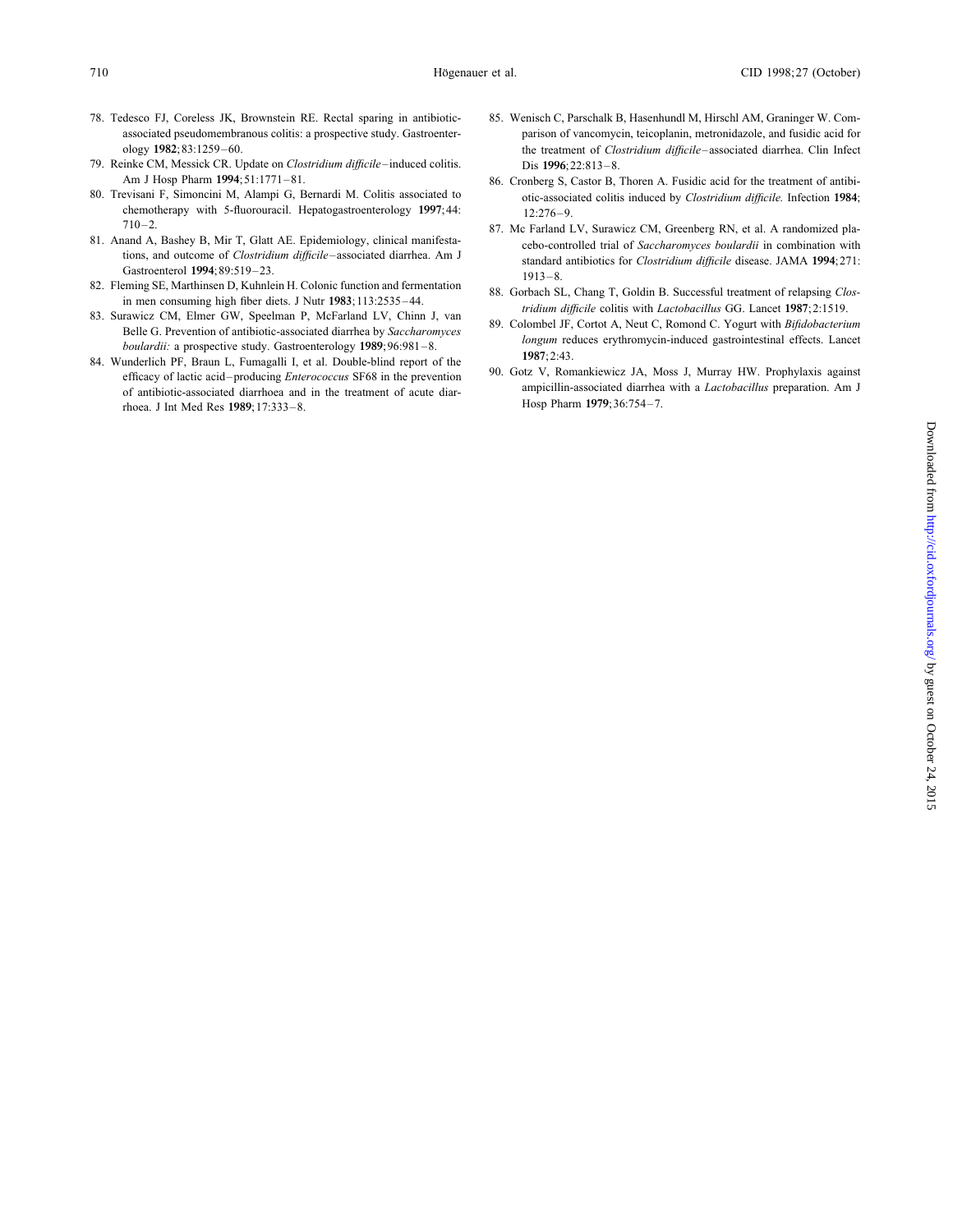78. Tedesco FJ, Coreless JK, Brownstein RE. Rectal sparing in antibiotic-associated pseudomembranous colitis: a prospective study. Gastroenterology **1982**; 83:1259–60.
79. Reinke CM, Messick CR. Update on *Clostridium difficile*–induced colitis. Am J Hosp Pharm **1994**; 51:1771–81.
80. Trevisani F, Simoncini M, Alampi G, Bernardi M. Colitis associated to chemotherapy with 5-fluorouracil. Hepatogastroenterology **1997**; 44: 710–2.
81. Anand A, Bashey B, Mir T, Glatt AE. Epidemiology, clinical manifestations, and outcome of *Clostridium difficile*–associated diarrhea. Am J Gastroenterol **1994**; 89:519–23.
82. Fleming SE, Marthinsen D, Kuhnlein H. Colonic function and fermentation in men consuming high fiber diets. J Nutr **1983**; 113:2535–44.
83. Surawicz CM, Elmer GW, Speelman P, McFarland LV, Chinn J, van Belle G. Prevention of antibiotic-associated diarrhea by *Saccharomyces boulardii:* a prospective study. Gastroenterology **1989**; 96:981–8.
84. Wunderlich PF, Braun L, Fumagalli I, et al. Double-blind report of the efficacy of lactic acid–producing *Enterococcus* SF68 in the prevention of antibiotic-associated diarrhoea and in the treatment of acute diarrhoea. J Int Med Res **1989**; 17:333–8.
85. Wenisch C, Parschalk B, Hasenhundl M, Hirschl AM, Graninger W. Comparison of vancomycin, teicoplanin, metronidazole, and fusidic acid for the treatment of *Clostridium difficile*–associated diarrhea. Clin Infect Dis **1996**; 22:813–8.
86. Cronberg S, Castor B, Thoren A. Fusidic acid for the treatment of antibiotic-associated colitis induced by *Clostridium difficile.* Infection **1984**; 12:276–9.
87. Mc Farland LV, Surawicz CM, Greenberg RN, et al. A randomized placebo-controlled trial of *Saccharomyces boulardii* in combination with standard antibiotics for *Clostridium difficile* disease. JAMA **1994**; 271: 1913–8.
88. Gorbach SL, Chang T, Goldin B. Successful treatment of relapsing *Clostridium difficile* colitis with *Lactobacillus* GG. Lancet **1987**; 2:1519.
89. Colombel JF, Cortot A, Neut C, Romond C. Yogurt with *Bifidobacterium longum* reduces erythromycin-induced gastrointestinal effects. Lancet **1987**; 2:43.
90. Gotz V, Romankiewicz JA, Moss J, Murray HW. Prophylaxis against ampicillin-associated diarrhea with a *Lactobacillus* preparation. Am J Hosp Pharm **1979**; 36:754–7.